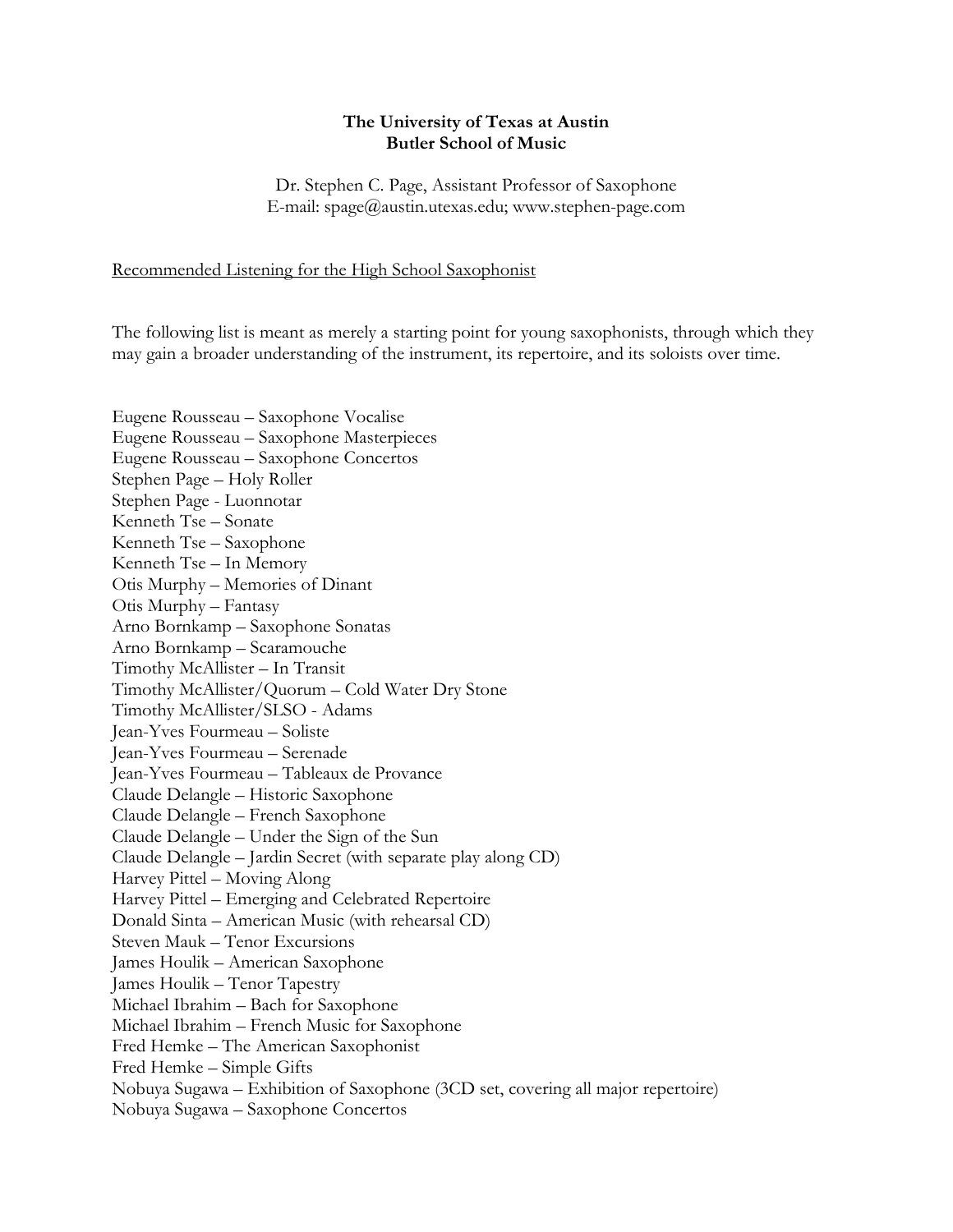**The University of Texas at Austin**
**Butler School of Music**

Dr. Stephen C. Page, Assistant Professor of Saxophone
E-mail: spage@austin.utexas.edu; www.stephen-page.com

Recommended Listening for the High School Saxophonist

The following list is meant as merely a starting point for young saxophonists, through which they may gain a broader understanding of the instrument, its repertoire, and its soloists over time.

Eugene Rousseau – Saxophone Vocalise
Eugene Rousseau – Saxophone Masterpieces
Eugene Rousseau – Saxophone Concertos
Stephen Page – Holy Roller
Stephen Page - Luonnotar
Kenneth Tse – Sonate
Kenneth Tse – Saxophone
Kenneth Tse – In Memory
Otis Murphy – Memories of Dinant
Otis Murphy – Fantasy
Arno Bornkamp – Saxophone Sonatas
Arno Bornkamp – Scaramouche
Timothy McAllister – In Transit
Timothy McAllister/Quorum – Cold Water Dry Stone
Timothy McAllister/SLSO - Adams
Jean-Yves Fourmeau – Soliste
Jean-Yves Fourmeau – Serenade
Jean-Yves Fourmeau – Tableaux de Provance
Claude Delangle – Historic Saxophone
Claude Delangle – French Saxophone
Claude Delangle – Under the Sign of the Sun
Claude Delangle – Jardin Secret (with separate play along CD)
Harvey Pittel – Moving Along
Harvey Pittel – Emerging and Celebrated Repertoire
Donald Sinta – American Music (with rehearsal CD)
Steven Mauk – Tenor Excursions
James Houlik – American Saxophone
James Houlik – Tenor Tapestry
Michael Ibrahim – Bach for Saxophone
Michael Ibrahim – French Music for Saxophone
Fred Hemke – The American Saxophonist
Fred Hemke – Simple Gifts
Nobuya Sugawa – Exhibition of Saxophone (3CD set, covering all major repertoire)
Nobuya Sugawa – Saxophone Concertos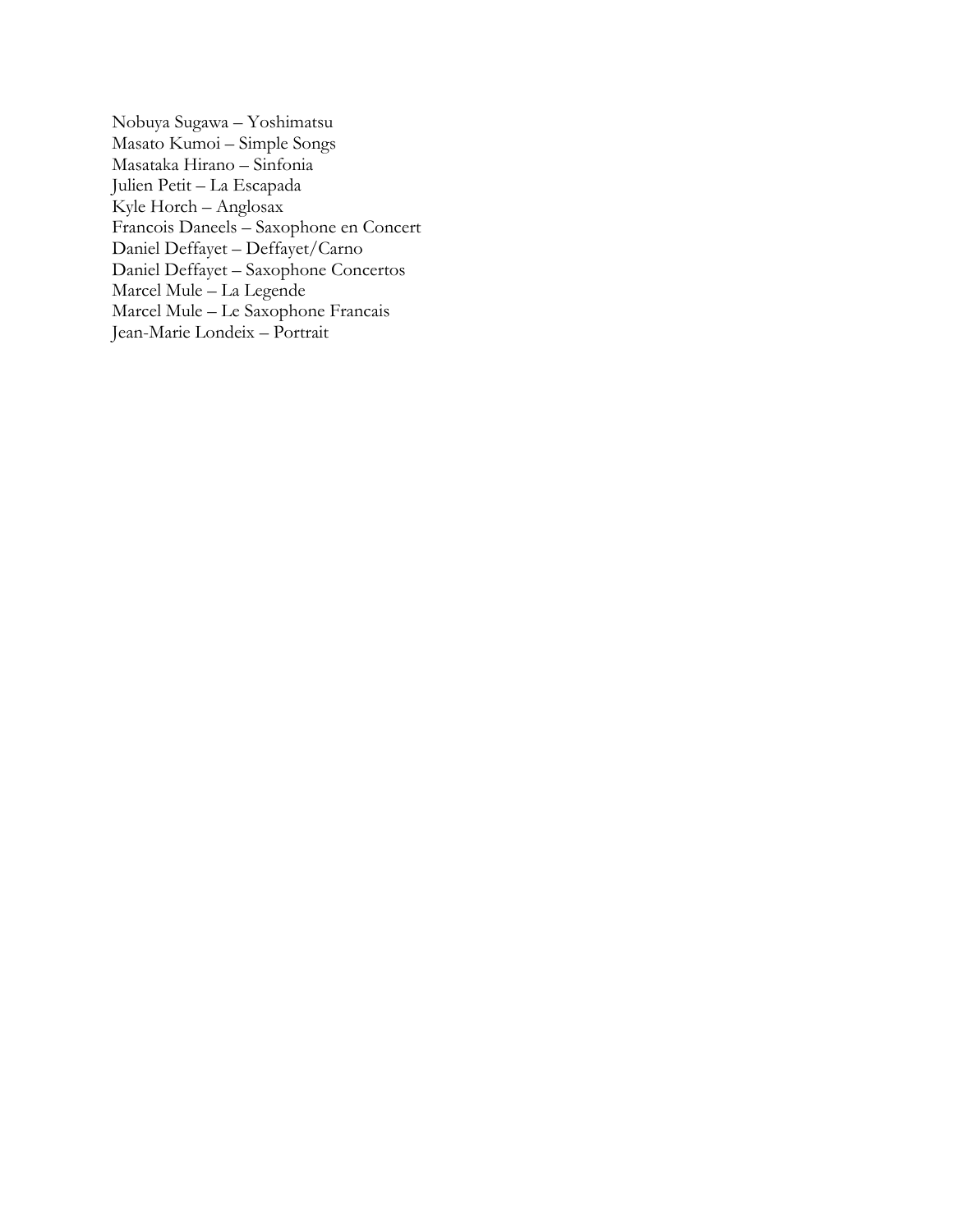Nobuya Sugawa – Yoshimatsu
Masato Kumoi – Simple Songs
Masataka Hirano – Sinfonia
Julien Petit – La Escapada
Kyle Horch – Anglosax
Francois Daneels – Saxophone en Concert
Daniel Deffayet – Deffayet/Carno
Daniel Deffayet – Saxophone Concertos
Marcel Mule – La Legende
Marcel Mule – Le Saxophone Francais
Jean-Marie Londeix – Portrait